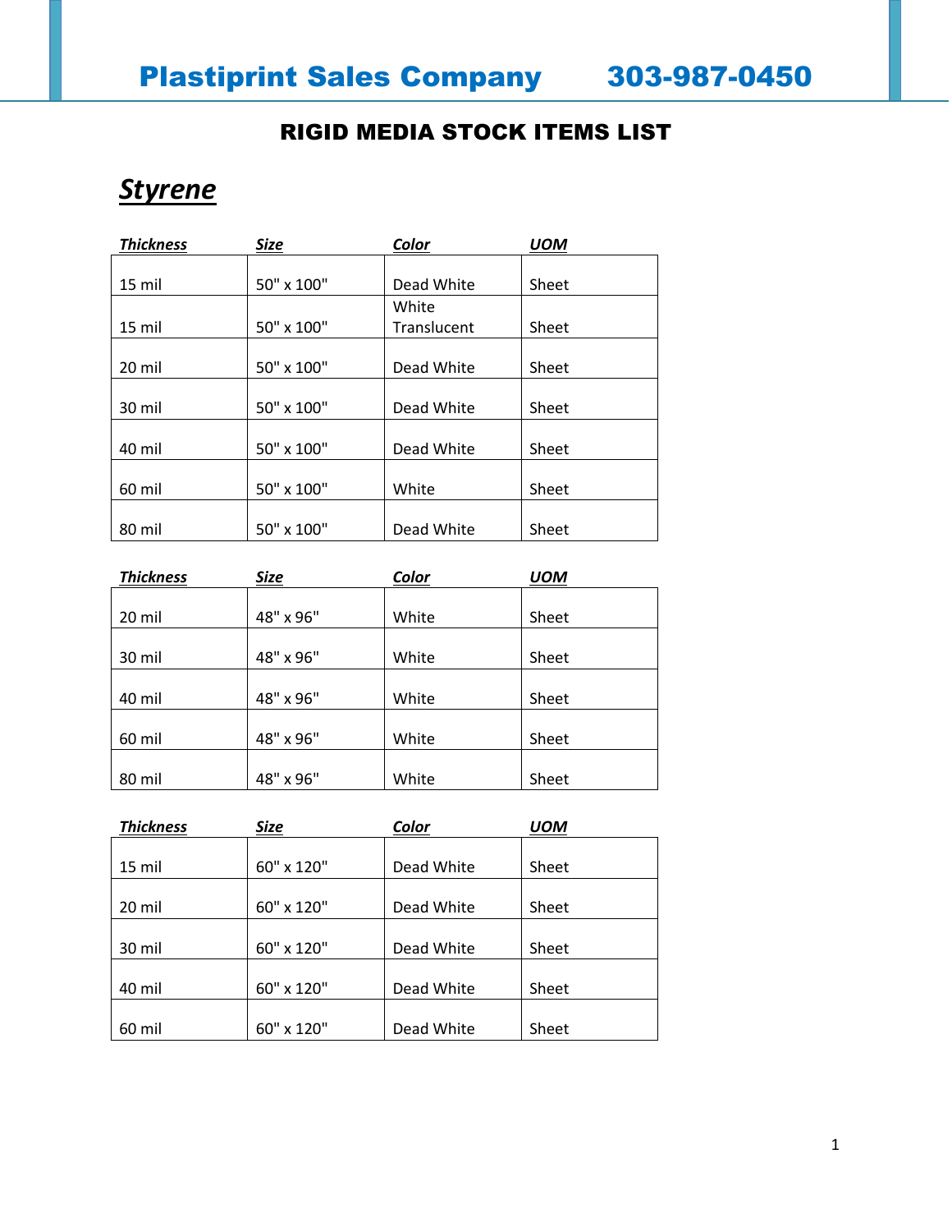# Plastiprint Sales Company 303-987-0450

## RIGID MEDIA STOCK ITEMS LIST

### Styrene

| Thickness | Size | Color | UOM |
|---|---|---|---|
| 15 mil | 50" x 100" | Dead White | Sheet |
| 15 mil | 50" x 100" | White Translucent | Sheet |
| 20 mil | 50" x 100" | Dead White | Sheet |
| 30 mil | 50" x 100" | Dead White | Sheet |
| 40 mil | 50" x 100" | Dead White | Sheet |
| 60 mil | 50" x 100" | White | Sheet |
| 80 mil | 50" x 100" | Dead White | Sheet |

| Thickness | Size | Color | UOM |
|---|---|---|---|
| 20 mil | 48" x 96" | White | Sheet |
| 30 mil | 48" x 96" | White | Sheet |
| 40 mil | 48" x 96" | White | Sheet |
| 60 mil | 48" x 96" | White | Sheet |
| 80 mil | 48" x 96" | White | Sheet |

| Thickness | Size | Color | UOM |
|---|---|---|---|
| 15 mil | 60" x 120" | Dead White | Sheet |
| 20 mil | 60" x 120" | Dead White | Sheet |
| 30 mil | 60" x 120" | Dead White | Sheet |
| 40 mil | 60" x 120" | Dead White | Sheet |
| 60 mil | 60" x 120" | Dead White | Sheet |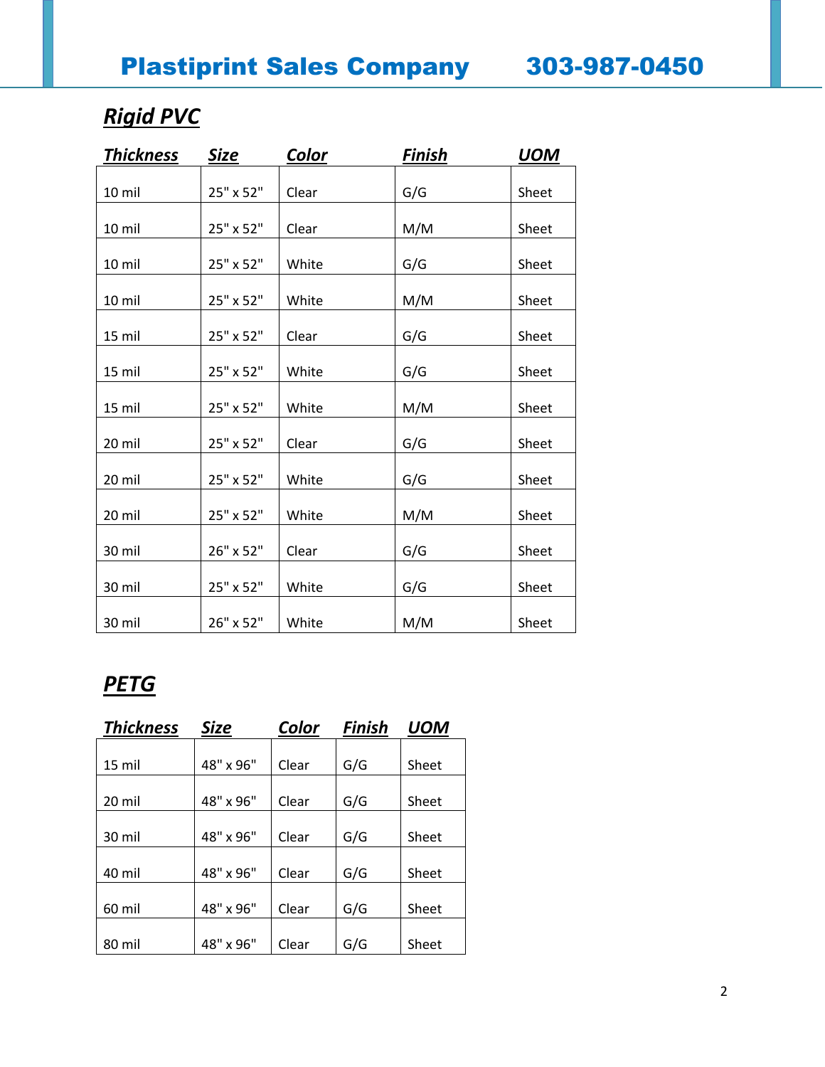## Rigid PVC

| Thickness | Size | Color | Finish | UOM |
|---|---|---|---|---|
| 10 mil | 25" x 52" | Clear | G/G | Sheet |
| 10 mil | 25" x 52" | Clear | M/M | Sheet |
| 10 mil | 25" x 52" | White | G/G | Sheet |
| 10 mil | 25" x 52" | White | M/M | Sheet |
| 15 mil | 25" x 52" | Clear | G/G | Sheet |
| 15 mil | 25" x 52" | White | G/G | Sheet |
| 15 mil | 25" x 52" | White | M/M | Sheet |
| 20 mil | 25" x 52" | Clear | G/G | Sheet |
| 20 mil | 25" x 52" | White | G/G | Sheet |
| 20 mil | 25" x 52" | White | M/M | Sheet |
| 30 mil | 26" x 52" | Clear | G/G | Sheet |
| 30 mil | 25" x 52" | White | G/G | Sheet |
| 30 mil | 26" x 52" | White | M/M | Sheet |

## PETG

| Thickness | Size | Color | Finish | UOM |
|---|---|---|---|---|
| 15 mil | 48" x 96" | Clear | G/G | Sheet |
| 20 mil | 48" x 96" | Clear | G/G | Sheet |
| 30 mil | 48" x 96" | Clear | G/G | Sheet |
| 40 mil | 48" x 96" | Clear | G/G | Sheet |
| 60 mil | 48" x 96" | Clear | G/G | Sheet |
| 80 mil | 48" x 96" | Clear | G/G | Sheet |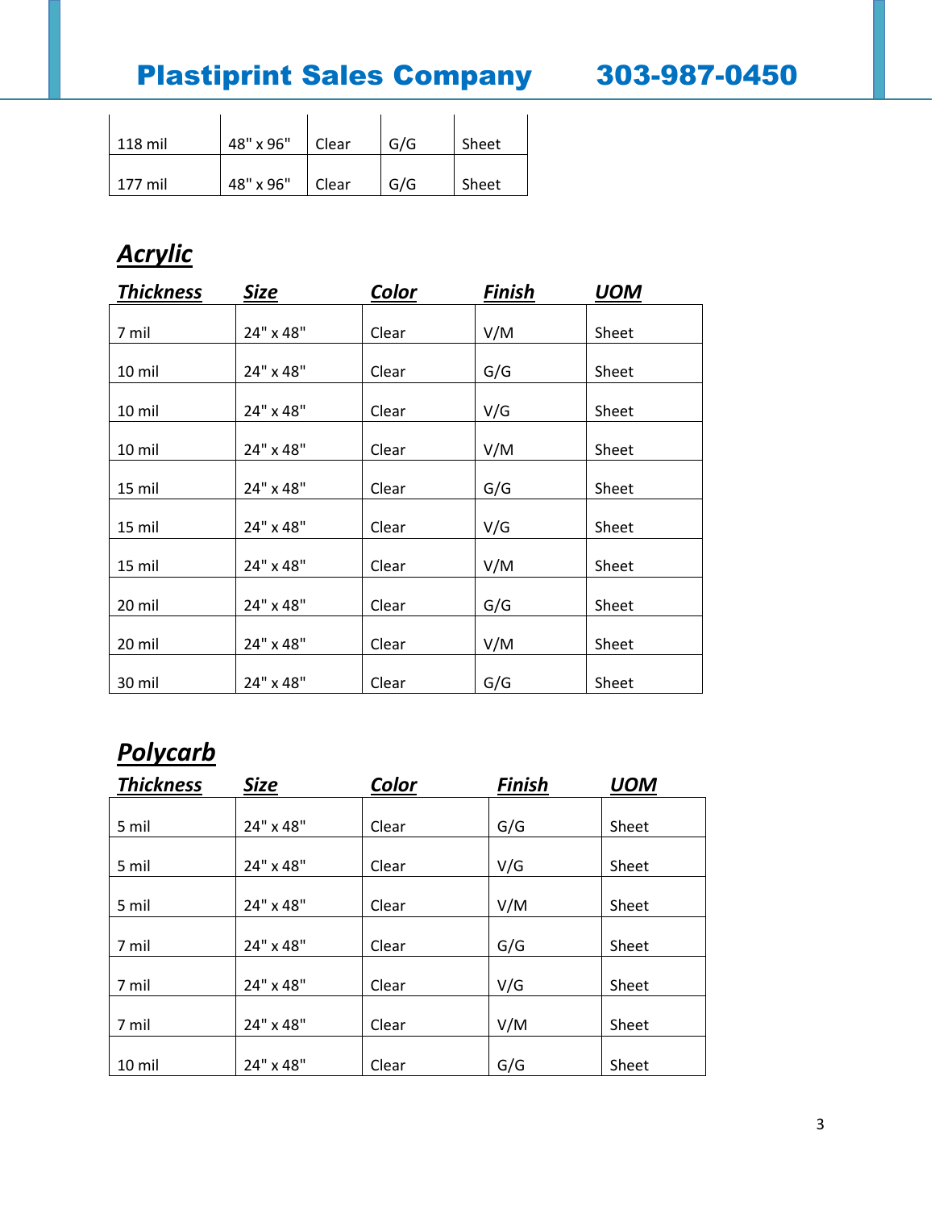| | | | | |
|---|---|---|---|---|
| 118 mil | 48" x 96" | Clear | G/G | Sheet |
| 177 mil | 48" x 96" | Clear | G/G | Sheet |

## ***Acrylic***

| *Thickness* | *Size* | *Color* | *Finish* | *UOM* |
|---|---|---|---|---|
| 7 mil | 24" x 48" | Clear | V/M | Sheet |
| 10 mil | 24" x 48" | Clear | G/G | Sheet |
| 10 mil | 24" x 48" | Clear | V/G | Sheet |
| 10 mil | 24" x 48" | Clear | V/M | Sheet |
| 15 mil | 24" x 48" | Clear | G/G | Sheet |
| 15 mil | 24" x 48" | Clear | V/G | Sheet |
| 15 mil | 24" x 48" | Clear | V/M | Sheet |
| 20 mil | 24" x 48" | Clear | G/G | Sheet |
| 20 mil | 24" x 48" | Clear | V/M | Sheet |
| 30 mil | 24" x 48" | Clear | G/G | Sheet |

## ***Polycarb***

| *Thickness* | *Size* | *Color* | *Finish* | *UOM* |
|---|---|---|---|---|
| 5 mil | 24" x 48" | Clear | G/G | Sheet |
| 5 mil | 24" x 48" | Clear | V/G | Sheet |
| 5 mil | 24" x 48" | Clear | V/M | Sheet |
| 7 mil | 24" x 48" | Clear | G/G | Sheet |
| 7 mil | 24" x 48" | Clear | V/G | Sheet |
| 7 mil | 24" x 48" | Clear | V/M | Sheet |
| 10 mil | 24" x 48" | Clear | G/G | Sheet |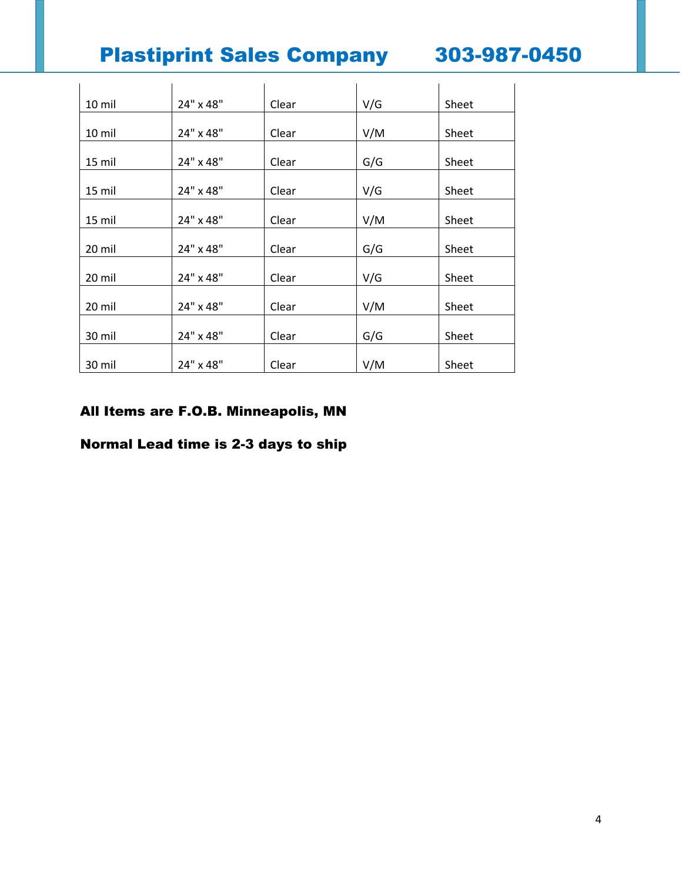| | | | | |
|---|---|---|---|---|
| 10 mil | 24" x 48" | Clear | V/G | Sheet |
| 10 mil | 24" x 48" | Clear | V/M | Sheet |
| 15 mil | 24" x 48" | Clear | G/G | Sheet |
| 15 mil | 24" x 48" | Clear | V/G | Sheet |
| 15 mil | 24" x 48" | Clear | V/M | Sheet |
| 20 mil | 24" x 48" | Clear | G/G | Sheet |
| 20 mil | 24" x 48" | Clear | V/G | Sheet |
| 20 mil | 24" x 48" | Clear | V/M | Sheet |
| 30 mil | 24" x 48" | Clear | G/G | Sheet |
| 30 mil | 24" x 48" | Clear | V/M | Sheet |

**All Items are F.O.B. Minneapolis, MN**

**Normal Lead time is 2-3 days to ship**